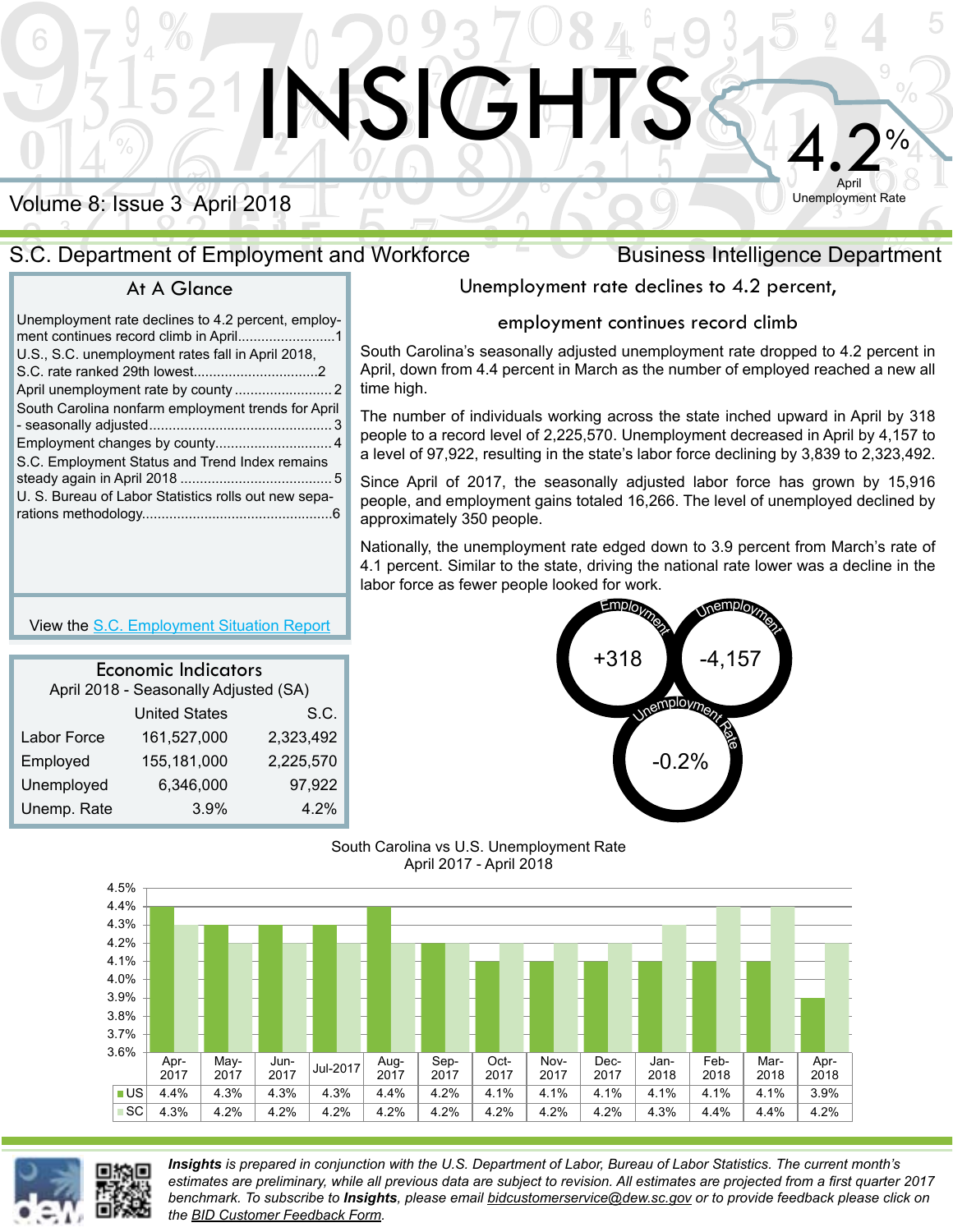# INSIGHTS

4.2%
April
Unemployment Rate

Volume 8: Issue 3 April 2018

S.C. Department of Employment and Workforce

Business Intelligence Department

## At A Glance

Unemployment rate declines to 4.2 percent, employment continues record climb in April.........................1
U.S., S.C. unemployment rates fall in April 2018, S.C. rate ranked 29th lowest...............................2
April unemployment rate by county.........................2
South Carolina nonfarm employment trends for April - seasonally adjusted..............................................3
Employment changes by county..............................4
S.C. Employment Status and Trend Index remains steady again in April 2018.......................................5
U. S. Bureau of Labor Statistics rolls out new separations methodology................................................6

View the S.C. Employment Situation Report

## Economic Indicators

April 2018 - Seasonally Adjusted (SA)

| | United States | S.C. |
|---|---|---|
| Labor Force | 161,527,000 | 2,323,492 |
| Employed | 155,181,000 | 2,225,570 |
| Unemployed | 6,346,000 | 97,922 |
| Unemp. Rate | 3.9% | 4.2% |

## Unemployment rate declines to 4.2 percent, employment continues record climb

South Carolina's seasonally adjusted unemployment rate dropped to 4.2 percent in April, down from 4.4 percent in March as the number of employed reached a new all time high.

The number of individuals working across the state inched upward in April by 318 people to a record level of 2,225,570. Unemployment decreased in April by 4,157 to a level of 97,922, resulting in the state's labor force declining by 3,839 to 2,323,492.

Since April of 2017, the seasonally adjusted labor force has grown by 15,916 people, and employment gains totaled 16,266. The level of unemployed declined by approximately 350 people.

Nationally, the unemployment rate edged down to 3.9 percent from March's rate of 4.1 percent. Similar to the state, driving the national rate lower was a decline in the labor force as fewer people looked for work.

Employment: +318
Unemployment: -4,157
Unemployment Rate: -0.2%

South Carolina vs U.S. Unemployment Rate
April 2017 - April 2018

| | Apr-2017 | May-2017 | Jun-2017 | Jul-2017 | Aug-2017 | Sep-2017 | Oct-2017 | Nov-2017 | Dec-2017 | Jan-2018 | Feb-2018 | Mar-2018 | Apr-2018 |
|---|---|---|---|---|---|---|---|---|---|---|---|---|---|
| US | 4.4% | 4.3% | 4.3% | 4.3% | 4.4% | 4.2% | 4.1% | 4.1% | 4.1% | 4.1% | 4.1% | 4.1% | 3.9% |
| SC | 4.3% | 4.2% | 4.2% | 4.2% | 4.2% | 4.2% | 4.2% | 4.2% | 4.2% | 4.3% | 4.4% | 4.4% | 4.2% |

*Insights is prepared in conjunction with the U.S. Department of Labor, Bureau of Labor Statistics. The current month's estimates are preliminary, while all previous data are subject to revision. All estimates are projected from a first quarter 2017 benchmark. To subscribe to Insights, please email bidcustomerservice@dew.sc.gov or to provide feedback please click on the BID Customer Feedback Form.*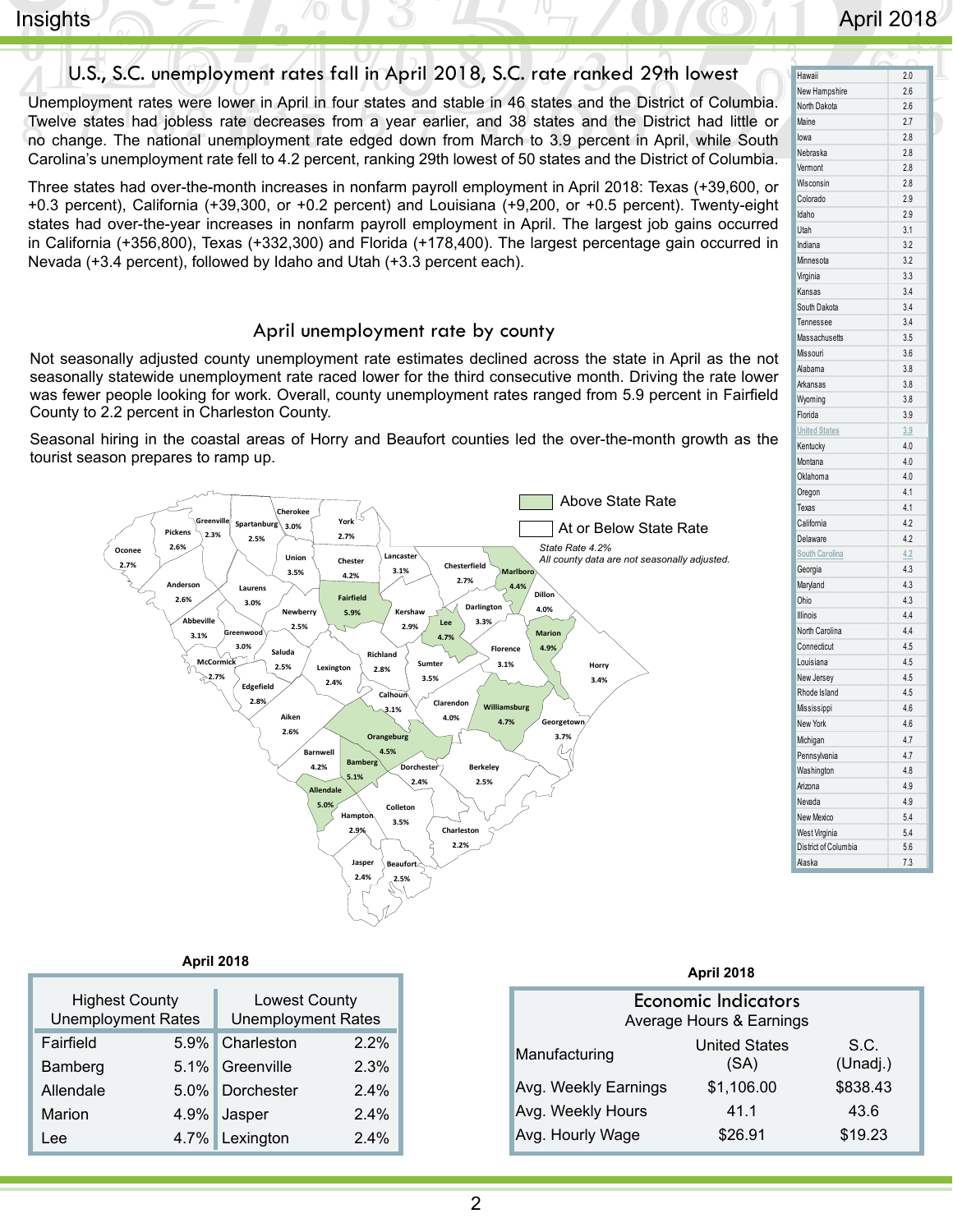## U.S., S.C. unemployment rates fall in April 2018, S.C. rate ranked 29th lowest

Unemployment rates were lower in April in four states and stable in 46 states and the District of Columbia. Twelve states had jobless rate decreases from a year earlier, and 38 states and the District had little or no change. The national unemployment rate edged down from March to 3.9 percent in April, while South Carolina's unemployment rate fell to 4.2 percent, ranking 29th lowest of 50 states and the District of Columbia.

Three states had over-the-month increases in nonfarm payroll employment in April 2018: Texas (+39,600, or +0.3 percent), California (+39,300, or +0.2 percent) and Louisiana (+9,200, or +0.5 percent). Twenty-eight states had over-the-year increases in nonfarm payroll employment in April. The largest job gains occurred in California (+356,800), Texas (+332,300) and Florida (+178,400). The largest percentage gain occurred in Nevada (+3.4 percent), followed by Idaho and Utah (+3.3 percent each).

| State | Rate |
|---|---|
| Hawaii | 2.0 |
| New Hampshire | 2.6 |
| North Dakota | 2.6 |
| Maine | 2.7 |
| Iowa | 2.8 |
| Nebraska | 2.8 |
| Vermont | 2.8 |
| Wisconsin | 2.8 |
| Colorado | 2.9 |
| Idaho | 2.9 |
| Utah | 3.1 |
| Indiana | 3.2 |
| Minnesota | 3.2 |
| Virginia | 3.3 |
| Kansas | 3.4 |
| South Dakota | 3.4 |
| Tennessee | 3.4 |
| Massachusetts | 3.5 |
| Missouri | 3.6 |
| Alabama | 3.8 |
| Arkansas | 3.8 |
| Wyoming | 3.8 |
| Florida | 3.9 |
| United States | 3.9 |
| Kentucky | 4.0 |
| Montana | 4.0 |
| Oklahoma | 4.0 |
| Oregon | 4.1 |
| Texas | 4.1 |
| California | 4.2 |
| Delaware | 4.2 |
| South Carolina | 4.2 |
| Georgia | 4.3 |
| Maryland | 4.3 |
| Ohio | 4.3 |
| Illinois | 4.4 |
| North Carolina | 4.4 |
| Connecticut | 4.5 |
| Louisiana | 4.5 |
| New Jersey | 4.5 |
| Rhode Island | 4.5 |
| Mississippi | 4.6 |
| New York | 4.6 |
| Michigan | 4.7 |
| Pennsylvania | 4.7 |
| Washington | 4.8 |
| Arizona | 4.9 |
| Nevada | 4.9 |
| New Mexico | 5.4 |
| West Virginia | 5.4 |
| District of Columbia | 5.6 |
| Alaska | 7.3 |

## April unemployment rate by county

Not seasonally adjusted county unemployment rate estimates declined across the state in April as the not seasonally statewide unemployment rate raced lower for the third consecutive month. Driving the rate lower was fewer people looking for work. Overall, county unemployment rates ranged from 5.9 percent in Fairfield County to 2.2 percent in Charleston County.

Seasonal hiring in the coastal areas of Horry and Beaufort counties led the over-the-month growth as the tourist season prepares to ramp up.

Above State Rate | At or Below State Rate

*State Rate 4.2%*
*All county data are not seasonally adjusted.*

| County | Rate |
|---|---|
| Oconee | 2.7% |
| Pickens | 2.6% |
| Greenville | 2.3% |
| Spartanburg | 2.5% |
| Cherokee | 3.0% |
| York | 2.7% |
| Union | 3.5% |
| Chester | 4.2% |
| Lancaster | 3.1% |
| Chesterfield | 2.7% |
| Marlboro | 4.4% |
| Anderson | 2.6% |
| Laurens | 3.0% |
| Fairfield | 5.9% |
| Kershaw | 2.9% |
| Darlington | 3.3% |
| Dillon | 4.0% |
| Abbeville | 3.1% |
| Newberry | 2.5% |
| Lee | 4.7% |
| Marion | 4.9% |
| Greenwood | 3.0% |
| Saluda | 2.5% |
| Richland | 2.8% |
| Florence | 3.1% |
| McCormick | 2.7% |
| Lexington | 2.4% |
| Sumter | 3.5% |
| Horry | 3.4% |
| Edgefield | 2.8% |
| Calhoun | 3.1% |
| Clarendon | 4.0% |
| Williamsburg | 4.7% |
| Aiken | 2.6% |
| Orangeburg | 4.5% |
| Georgetown | 3.7% |
| Barnwell | 4.2% |
| Bamberg | 5.1% |
| Dorchester | 2.4% |
| Berkeley | 2.5% |
| Allendale | 5.0% |
| Hampton | 2.9% |
| Colleton | 3.5% |
| Charleston | 2.2% |
| Jasper | 2.4% |
| Beaufort | 2.5% |

**April 2018**

| Highest County Unemployment Rates | | Lowest County Unemployment Rates | |
|---|---|---|---|
| Fairfield | 5.9% | Charleston | 2.2% |
| Bamberg | 5.1% | Greenville | 2.3% |
| Allendale | 5.0% | Dorchester | 2.4% |
| Marion | 4.9% | Jasper | 2.4% |
| Lee | 4.7% | Lexington | 2.4% |

**April 2018**

**Economic Indicators**
Average Hours & Earnings

| Manufacturing | United States (SA) | S.C. (Unadj.) |
|---|---|---|
| Avg. Weekly Earnings | $1,106.00 | $838.43 |
| Avg. Weekly Hours | 41.1 | 43.6 |
| Avg. Hourly Wage | $26.91 | $19.23 |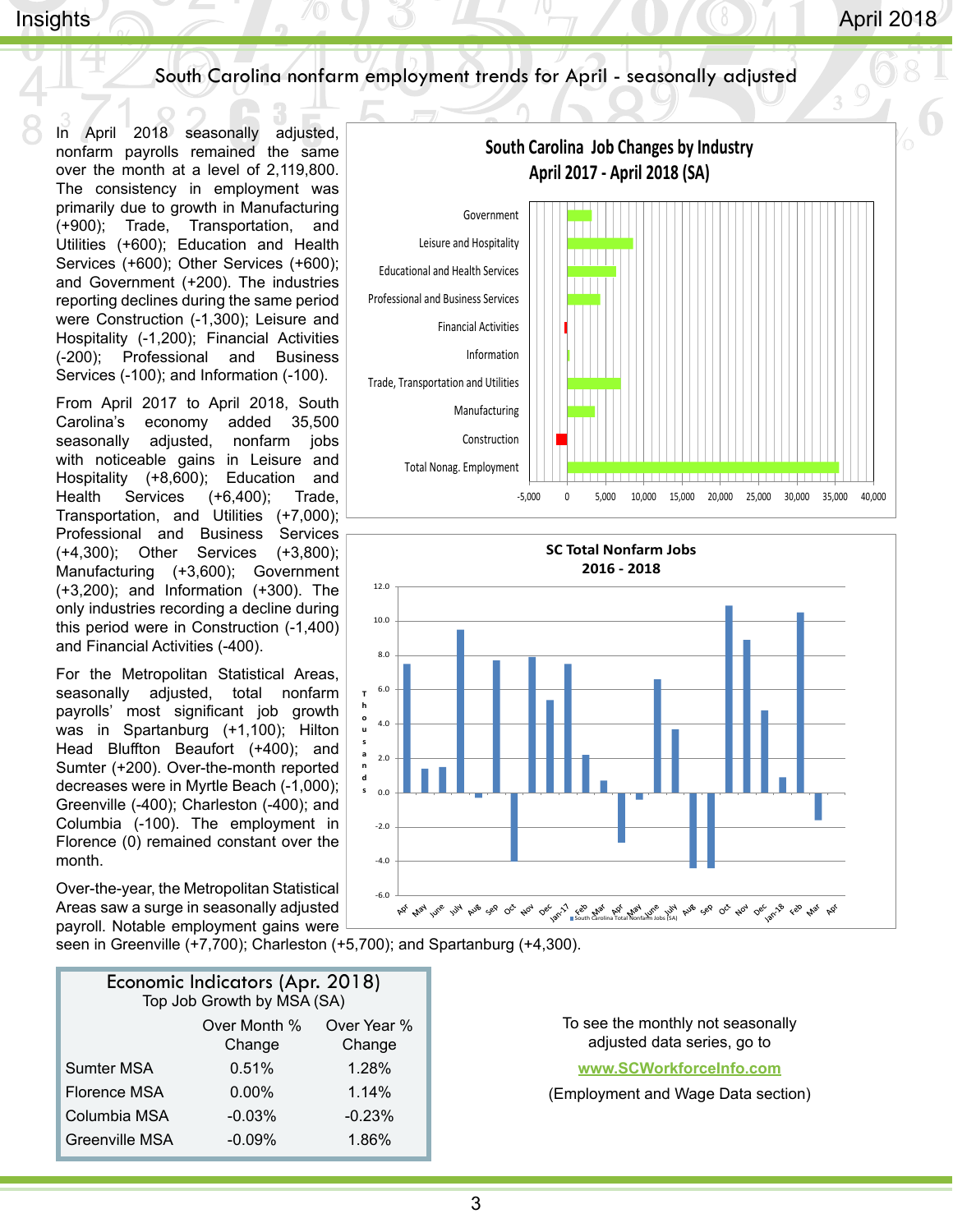## South Carolina nonfarm employment trends for April - seasonally adjusted

In April 2018 seasonally adjusted, nonfarm payrolls remained the same over the month at a level of 2,119,800. The consistency in employment was primarily due to growth in Manufacturing (+900); Trade, Transportation, and Utilities (+600); Education and Health Services (+600); Other Services (+600); and Government (+200). The industries reporting declines during the same period were Construction (-1,300); Leisure and Hospitality (-1,200); Financial Activities (-200); Professional and Business Services (-100); and Information (-100).

From April 2017 to April 2018, South Carolina's economy added 35,500 seasonally adjusted, nonfarm jobs with noticeable gains in Leisure and Hospitality (+8,600); Education and Health Services (+6,400); Trade, Transportation, and Utilities (+7,000); Professional and Business Services (+4,300); Other Services (+3,800); Manufacturing (+3,600); Government (+3,200); and Information (+300). The only industries recording a decline during this period were in Construction (-1,400) and Financial Activities (-400).

For the Metropolitan Statistical Areas, seasonally adjusted, total nonfarm payrolls' most significant job growth was in Spartanburg (+1,100); Hilton Head Bluffton Beaufort (+400); and Sumter (+200). Over-the-month reported decreases were in Myrtle Beach (-1,000); Greenville (-400); Charleston (-400); and Columbia (-100). The employment in Florence (0) remained constant over the month.

Over-the-year, the Metropolitan Statistical Areas saw a surge in seasonally adjusted payroll. Notable employment gains were seen in Greenville (+7,700); Charleston (+5,700); and Spartanburg (+4,300).

**South Carolina Job Changes by Industry April 2017 - April 2018 (SA)**

**SC Total Nonfarm Jobs 2016 - 2018**

### Economic Indicators (Apr. 2018)
Top Job Growth by MSA (SA)

| | Over Month % Change | Over Year % Change |
|---|---|---|
| Sumter MSA | 0.51% | 1.28% |
| Florence MSA | 0.00% | 1.14% |
| Columbia MSA | -0.03% | -0.23% |
| Greenville MSA | -0.09% | 1.86% |

To see the monthly not seasonally adjusted data series, go to

**www.SCWorkforceInfo.com**

(Employment and Wage Data section)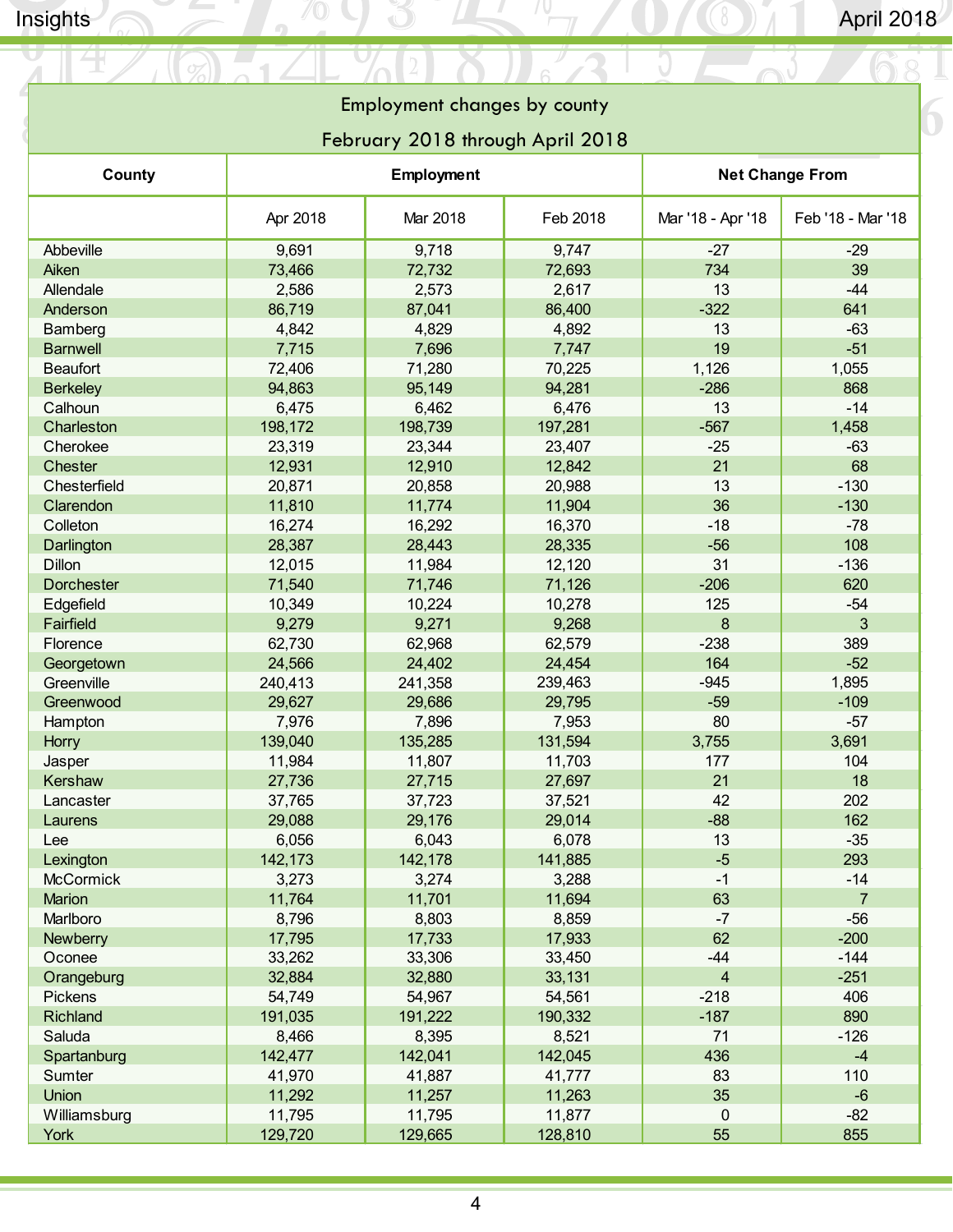## Employment changes by county

### February 2018 through April 2018

| County | Employment | | | Net Change From | |
|---|---|---|---|---|---|
| | Apr 2018 | Mar 2018 | Feb 2018 | Mar '18 - Apr '18 | Feb '18 - Mar '18 |
| Abbeville | 9,691 | 9,718 | 9,747 | -27 | -29 |
| Aiken | 73,466 | 72,732 | 72,693 | 734 | 39 |
| Allendale | 2,586 | 2,573 | 2,617 | 13 | -44 |
| Anderson | 86,719 | 87,041 | 86,400 | -322 | 641 |
| Bamberg | 4,842 | 4,829 | 4,892 | 13 | -63 |
| Barnwell | 7,715 | 7,696 | 7,747 | 19 | -51 |
| Beaufort | 72,406 | 71,280 | 70,225 | 1,126 | 1,055 |
| Berkeley | 94,863 | 95,149 | 94,281 | -286 | 868 |
| Calhoun | 6,475 | 6,462 | 6,476 | 13 | -14 |
| Charleston | 198,172 | 198,739 | 197,281 | -567 | 1,458 |
| Cherokee | 23,319 | 23,344 | 23,407 | -25 | -63 |
| Chester | 12,931 | 12,910 | 12,842 | 21 | 68 |
| Chesterfield | 20,871 | 20,858 | 20,988 | 13 | -130 |
| Clarendon | 11,810 | 11,774 | 11,904 | 36 | -130 |
| Colleton | 16,274 | 16,292 | 16,370 | -18 | -78 |
| Darlington | 28,387 | 28,443 | 28,335 | -56 | 108 |
| Dillon | 12,015 | 11,984 | 12,120 | 31 | -136 |
| Dorchester | 71,540 | 71,746 | 71,126 | -206 | 620 |
| Edgefield | 10,349 | 10,224 | 10,278 | 125 | -54 |
| Fairfield | 9,279 | 9,271 | 9,268 | 8 | 3 |
| Florence | 62,730 | 62,968 | 62,579 | -238 | 389 |
| Georgetown | 24,566 | 24,402 | 24,454 | 164 | -52 |
| Greenville | 240,413 | 241,358 | 239,463 | -945 | 1,895 |
| Greenwood | 29,627 | 29,686 | 29,795 | -59 | -109 |
| Hampton | 7,976 | 7,896 | 7,953 | 80 | -57 |
| Horry | 139,040 | 135,285 | 131,594 | 3,755 | 3,691 |
| Jasper | 11,984 | 11,807 | 11,703 | 177 | 104 |
| Kershaw | 27,736 | 27,715 | 27,697 | 21 | 18 |
| Lancaster | 37,765 | 37,723 | 37,521 | 42 | 202 |
| Laurens | 29,088 | 29,176 | 29,014 | -88 | 162 |
| Lee | 6,056 | 6,043 | 6,078 | 13 | -35 |
| Lexington | 142,173 | 142,178 | 141,885 | -5 | 293 |
| McCormick | 3,273 | 3,274 | 3,288 | -1 | -14 |
| Marion | 11,764 | 11,701 | 11,694 | 63 | 7 |
| Marlboro | 8,796 | 8,803 | 8,859 | -7 | -56 |
| Newberry | 17,795 | 17,733 | 17,933 | 62 | -200 |
| Oconee | 33,262 | 33,306 | 33,450 | -44 | -144 |
| Orangeburg | 32,884 | 32,880 | 33,131 | 4 | -251 |
| Pickens | 54,749 | 54,967 | 54,561 | -218 | 406 |
| Richland | 191,035 | 191,222 | 190,332 | -187 | 890 |
| Saluda | 8,466 | 8,395 | 8,521 | 71 | -126 |
| Spartanburg | 142,477 | 142,041 | 142,045 | 436 | -4 |
| Sumter | 41,970 | 41,887 | 41,777 | 83 | 110 |
| Union | 11,292 | 11,257 | 11,263 | 35 | -6 |
| Williamsburg | 11,795 | 11,795 | 11,877 | 0 | -82 |
| York | 129,720 | 129,665 | 128,810 | 55 | 855 |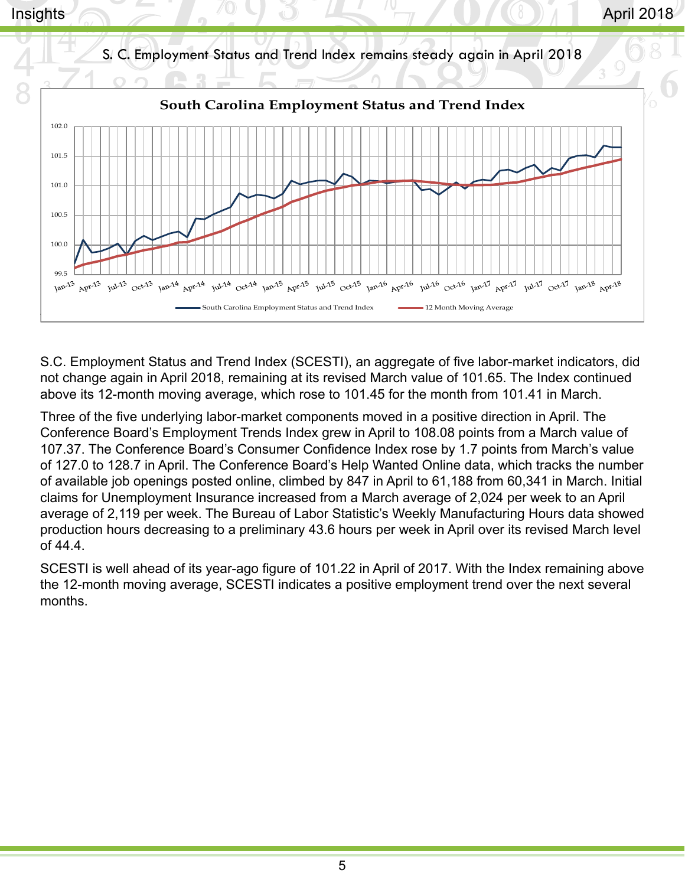## S. C. Employment Status and Trend Index remains steady again in April 2018

**South Carolina Employment Status and Trend Index**

S.C. Employment Status and Trend Index (SCESTI), an aggregate of five labor-market indicators, did not change again in April 2018, remaining at its revised March value of 101.65. The Index continued above its 12-month moving average, which rose to 101.45 for the month from 101.41 in March.

Three of the five underlying labor-market components moved in a positive direction in April. The Conference Board's Employment Trends Index grew in April to 108.08 points from a March value of 107.37. The Conference Board's Consumer Confidence Index rose by 1.7 points from March's value of 127.0 to 128.7 in April. The Conference Board's Help Wanted Online data, which tracks the number of available job openings posted online, climbed by 847 in April to 61,188 from 60,341 in March. Initial claims for Unemployment Insurance increased from a March average of 2,024 per week to an April average of 2,119 per week. The Bureau of Labor Statistic's Weekly Manufacturing Hours data showed production hours decreasing to a preliminary 43.6 hours per week in April over its revised March level of 44.4.

SCESTI is well ahead of its year-ago figure of 101.22 in April of 2017. With the Index remaining above the 12-month moving average, SCESTI indicates a positive employment trend over the next several months.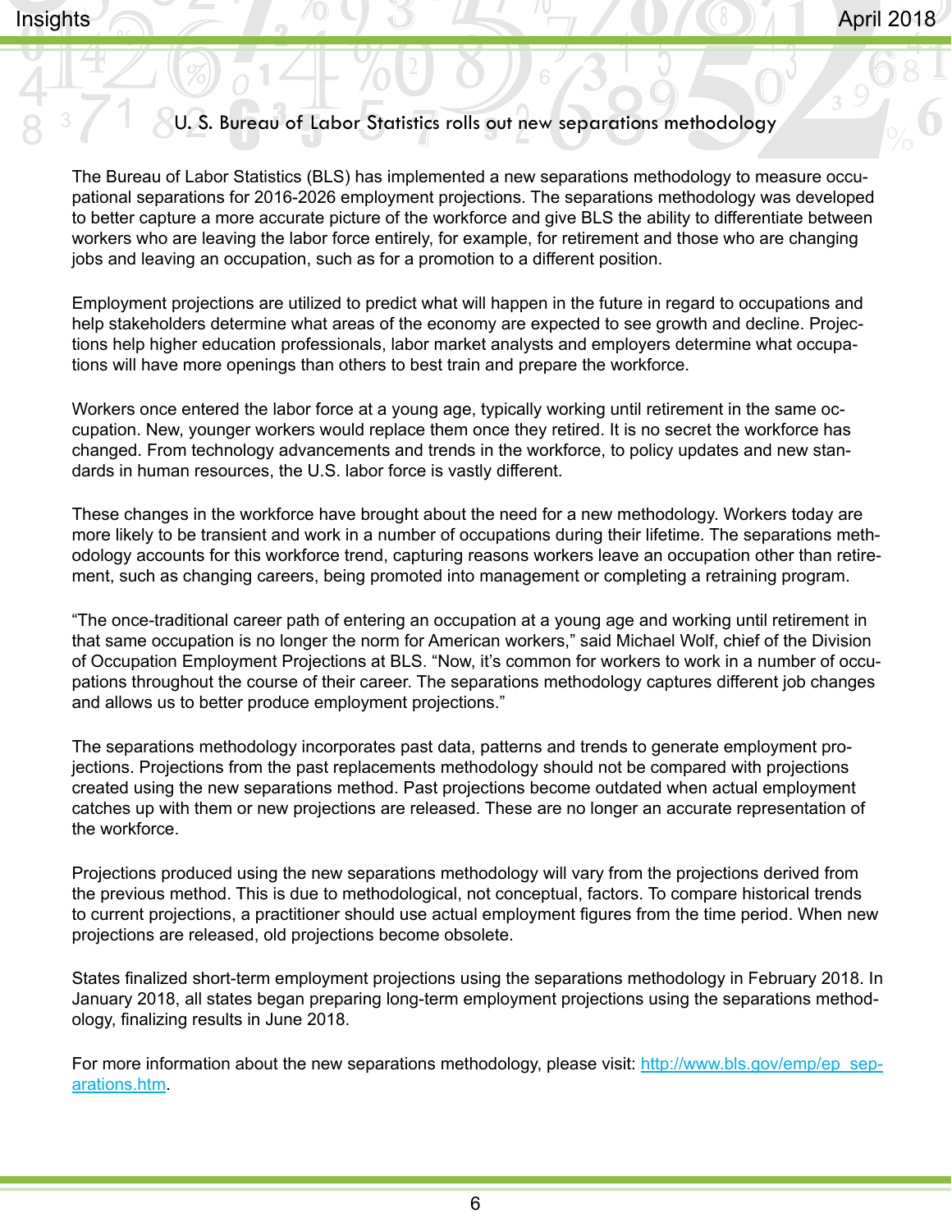## U. S. Bureau of Labor Statistics rolls out new separations methodology

The Bureau of Labor Statistics (BLS) has implemented a new separations methodology to measure occupational separations for 2016-2026 employment projections. The separations methodology was developed to better capture a more accurate picture of the workforce and give BLS the ability to differentiate between workers who are leaving the labor force entirely, for example, for retirement and those who are changing jobs and leaving an occupation, such as for a promotion to a different position.

Employment projections are utilized to predict what will happen in the future in regard to occupations and help stakeholders determine what areas of the economy are expected to see growth and decline. Projections help higher education professionals, labor market analysts and employers determine what occupations will have more openings than others to best train and prepare the workforce.

Workers once entered the labor force at a young age, typically working until retirement in the same occupation. New, younger workers would replace them once they retired. It is no secret the workforce has changed. From technology advancements and trends in the workforce, to policy updates and new standards in human resources, the U.S. labor force is vastly different.

These changes in the workforce have brought about the need for a new methodology. Workers today are more likely to be transient and work in a number of occupations during their lifetime. The separations methodology accounts for this workforce trend, capturing reasons workers leave an occupation other than retirement, such as changing careers, being promoted into management or completing a retraining program.

“The once-traditional career path of entering an occupation at a young age and working until retirement in that same occupation is no longer the norm for American workers,” said Michael Wolf, chief of the Division of Occupation Employment Projections at BLS. “Now, it’s common for workers to work in a number of occupations throughout the course of their career. The separations methodology captures different job changes and allows us to better produce employment projections.”

The separations methodology incorporates past data, patterns and trends to generate employment projections. Projections from the past replacements methodology should not be compared with projections created using the new separations method. Past projections become outdated when actual employment catches up with them or new projections are released. These are no longer an accurate representation of the workforce.

Projections produced using the new separations methodology will vary from the projections derived from the previous method. This is due to methodological, not conceptual, factors. To compare historical trends to current projections, a practitioner should use actual employment figures from the time period. When new projections are released, old projections become obsolete.

States finalized short-term employment projections using the separations methodology in February 2018. In January 2018, all states began preparing long-term employment projections using the separations methodology, finalizing results in June 2018.

For more information about the new separations methodology, please visit: [http://www.bls.gov/emp/ep_separations.htm](http://www.bls.gov/emp/ep_separations.htm).